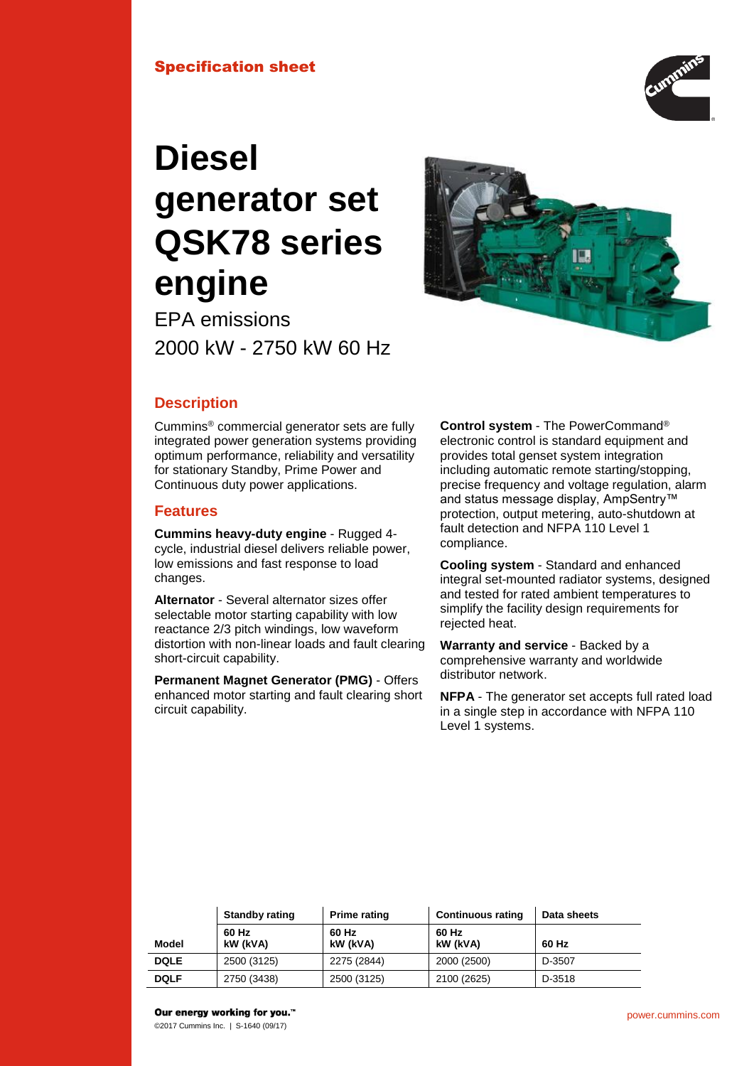Specification sheet

# Diesel generator set QSK78 series engine

EPA emissions

2000 kW - 2750 kW 60 Hz

## Description

Cummins® commercial generator sets are fully integrated power generation systems providing optimum performance, reliability and versatility for stationary Standby, Prime Power and Continuous duty power applications.

## Features

**Cummins heavy-duty engine** - Rugged 4-cycle, industrial diesel delivers reliable power, low emissions and fast response to load changes.

**Alternator** - Several alternator sizes offer selectable motor starting capability with low reactance 2/3 pitch windings, low waveform distortion with non-linear loads and fault clearing short-circuit capability.

**Permanent Magnet Generator (PMG)** - Offers enhanced motor starting and fault clearing short circuit capability.

**Control system** - The PowerCommand® electronic control is standard equipment and provides total genset system integration including automatic remote starting/stopping, precise frequency and voltage regulation, alarm and status message display, AmpSentry™ protection, output metering, auto-shutdown at fault detection and NFPA 110 Level 1 compliance.

**Cooling system** - Standard and enhanced integral set-mounted radiator systems, designed and tested for rated ambient temperatures to simplify the facility design requirements for rejected heat.

**Warranty and service** - Backed by a comprehensive warranty and worldwide distributor network.

**NFPA** - The generator set accepts full rated load in a single step in accordance with NFPA 110 Level 1 systems.

| | Standby rating | Prime rating | Continuous rating | Data sheets |
|---|---|---|---|---|
| **Model** | **60 Hz kW (kVA)** | **60 Hz kW (kVA)** | **60 Hz kW (kVA)** | **60 Hz** |
| **DQLE** | 2500 (3125) | 2275 (2844) | 2000 (2500) | D-3507 |
| **DQLF** | 2750 (3438) | 2500 (3125) | 2100 (2625) | D-3518 |

**Our energy working for you.™**

©2017 Cummins Inc. | S-1640 (09/17)

power.cummins.com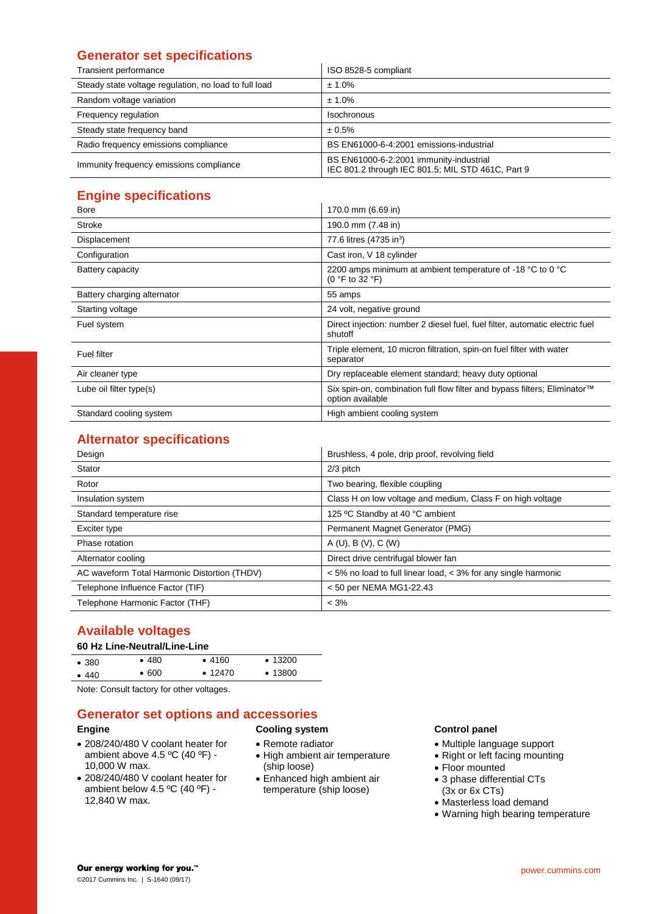## Generator set specifications

| | |
|---|---|
| Transient performance | ISO 8528-5 compliant |
| Steady state voltage regulation, no load to full load | ± 1.0% |
| Random voltage variation | ± 1.0% |
| Frequency regulation | Isochronous |
| Steady state frequency band | ± 0.5% |
| Radio frequency emissions compliance | BS EN61000-6-4:2001 emissions-industrial |
| Immunity frequency emissions compliance | BS EN61000-6-2:2001 immunity-industrial<br>IEC 801.2 through IEC 801.5; MIL STD 461C, Part 9 |

## Engine specifications

| | |
|---|---|
| Bore | 170.0 mm (6.69 in) |
| Stroke | 190.0 mm (7.48 in) |
| Displacement | 77.6 litres (4735 in$^3$) |
| Configuration | Cast iron, V 18 cylinder |
| Battery capacity | 2200 amps minimum at ambient temperature of -18 °C to 0 °C (0 °F to 32 °F) |
| Battery charging alternator | 55 amps |
| Starting voltage | 24 volt, negative ground |
| Fuel system | Direct injection: number 2 diesel fuel, fuel filter, automatic electric fuel shutoff |
| Fuel filter | Triple element, 10 micron filtration, spin-on fuel filter with water separator |
| Air cleaner type | Dry replaceable element standard; heavy duty optional |
| Lube oil filter type(s) | Six spin-on, combination full flow filter and bypass filters; Eliminator™ option available |
| Standard cooling system | High ambient cooling system |

## Alternator specifications

| | |
|---|---|
| Design | Brushless, 4 pole, drip proof, revolving field |
| Stator | 2/3 pitch |
| Rotor | Two bearing, flexible coupling |
| Insulation system | Class H on low voltage and medium, Class F on high voltage |
| Standard temperature rise | 125 ºC Standby at 40 °C ambient |
| Exciter type | Permanent Magnet Generator (PMG) |
| Phase rotation | A (U), B (V), C (W) |
| Alternator cooling | Direct drive centrifugal blower fan |
| AC waveform Total Harmonic Distortion (THDV) | < 5% no load to full linear load, < 3% for any single harmonic |
| Telephone Influence Factor (TIF) | < 50 per NEMA MG1-22.43 |
| Telephone Harmonic Factor (THF) | < 3% |

## Available voltages

**60 Hz Line-Neutral/Line-Line**

| | | | |
|---|---|---|---|
| • 380 | • 480 | • 4160 | • 13200 |
| • 440 | • 600 | • 12470 | • 13800 |

Note: Consult factory for other voltages.

## Generator set options and accessories

**Engine**

- 208/240/480 V coolant heater for ambient above 4.5 ºC (40 ºF) - 10,000 W max.
- 208/240/480 V coolant heater for ambient below 4.5 ºC (40 ºF) - 12,840 W max.

**Cooling system**

- Remote radiator
- High ambient air temperature (ship loose)
- Enhanced high ambient air temperature (ship loose)

**Control panel**

- Multiple language support
- Right or left facing mounting
- Floor mounted
- 3 phase differential CTs (3x or 6x CTs)
- Masterless load demand
- Warning high bearing temperature

**Our energy working for you.™**

©2017 Cummins Inc. | S-1640 (09/17)

power.cummins.com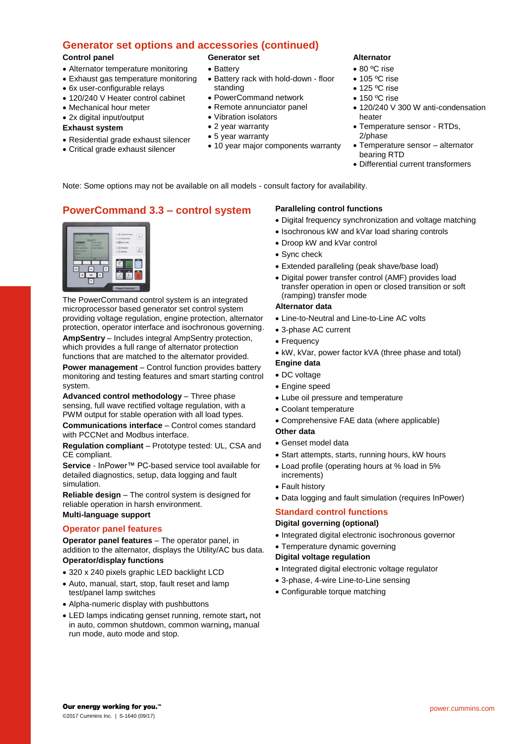## Generator set options and accessories (continued)

**Control panel**

- Alternator temperature monitoring
- Exhaust gas temperature monitoring
- 6x user-configurable relays
- 120/240 V Heater control cabinet
- Mechanical hour meter
- 2x digital input/output

**Exhaust system**

- Residential grade exhaust silencer
- Critical grade exhaust silencer

**Generator set**

- Battery
- Battery rack with hold-down - floor standing
- PowerCommand network
- Remote annunciator panel
- Vibration isolators
- 2 year warranty
- 5 year warranty
- 10 year major components warranty

**Alternator**

- 80 ºC rise
- 105 ºC rise
- 125 ºC rise
- 150 ºC rise
- 120/240 V 300 W anti-condensation heater
- Temperature sensor - RTDs, 2/phase
- Temperature sensor – alternator bearing RTD
- Differential current transformers

Note: Some options may not be available on all models - consult factory for availability.

## PowerCommand 3.3 – control system

The PowerCommand control system is an integrated microprocessor based generator set control system providing voltage regulation, engine protection, alternator protection, operator interface and isochronous governing.

**AmpSentry** – Includes integral AmpSentry protection, which provides a full range of alternator protection functions that are matched to the alternator provided.

**Power management** – Control function provides battery monitoring and testing features and smart starting control system.

**Advanced control methodology** – Three phase sensing, full wave rectified voltage regulation, with a PWM output for stable operation with all load types.

**Communications interface** – Control comes standard with PCCNet and Modbus interface.

**Regulation compliant** – Prototype tested: UL, CSA and CE compliant.

**Service** - InPower™ PC-based service tool available for detailed diagnostics, setup, data logging and fault simulation.

**Reliable design** – The control system is designed for reliable operation in harsh environment.

**Multi-language support**

### Operator panel features

**Operator panel features** – The operator panel, in addition to the alternator, displays the Utility/AC bus data.

**Operator/display functions**

- 320 x 240 pixels graphic LED backlight LCD
- Auto, manual, start, stop, fault reset and lamp test/panel lamp switches
- Alpha-numeric display with pushbuttons
- LED lamps indicating genset running, remote start, not in auto, common shutdown, common warning, manual run mode, auto mode and stop.

**Paralleling control functions**

- Digital frequency synchronization and voltage matching
- Isochronous kW and kVar load sharing controls
- Droop kW and kVar control
- Sync check
- Extended paralleling (peak shave/base load)
- Digital power transfer control (AMF) provides load transfer operation in open or closed transition or soft (ramping) transfer mode

**Alternator data**

- Line-to-Neutral and Line-to-Line AC volts
- 3-phase AC current
- Frequency
- kW, kVar, power factor kVA (three phase and total)

**Engine data**

- DC voltage
- Engine speed
- Lube oil pressure and temperature
- Coolant temperature
- Comprehensive FAE data (where applicable)

**Other data**

- Genset model data
- Start attempts, starts, running hours, kW hours
- Load profile (operating hours at % load in 5% increments)
- Fault history
- Data logging and fault simulation (requires InPower)

### Standard control functions

**Digital governing (optional)**

- Integrated digital electronic isochronous governor
- Temperature dynamic governing

**Digital voltage regulation**

- Integrated digital electronic voltage regulator
- 3-phase, 4-wire Line-to-Line sensing
- Configurable torque matching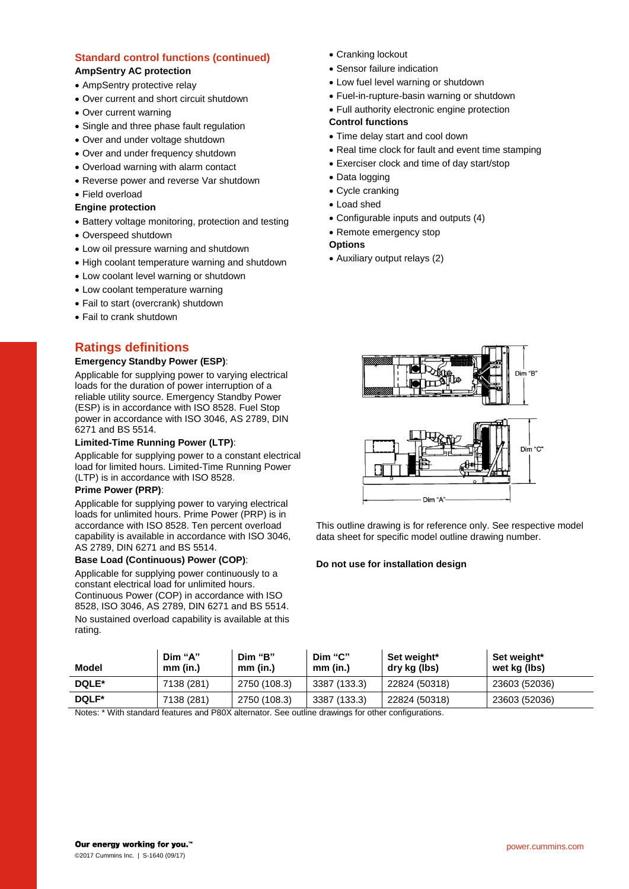## Standard control functions (continued)

**AmpSentry AC protection**

- AmpSentry protective relay
- Over current and short circuit shutdown
- Over current warning
- Single and three phase fault regulation
- Over and under voltage shutdown
- Over and under frequency shutdown
- Overload warning with alarm contact
- Reverse power and reverse Var shutdown
- Field overload

**Engine protection**

- Battery voltage monitoring, protection and testing
- Overspeed shutdown
- Low oil pressure warning and shutdown
- High coolant temperature warning and shutdown
- Low coolant level warning or shutdown
- Low coolant temperature warning
- Fail to start (overcrank) shutdown
- Fail to crank shutdown
- Cranking lockout
- Sensor failure indication
- Low fuel level warning or shutdown
- Fuel-in-rupture-basin warning or shutdown
- Full authority electronic engine protection

**Control functions**

- Time delay start and cool down
- Real time clock for fault and event time stamping
- Exerciser clock and time of day start/stop
- Data logging
- Cycle cranking
- Load shed
- Configurable inputs and outputs (4)
- Remote emergency stop

**Options**

- Auxiliary output relays (2)

## Ratings definitions

**Emergency Standby Power (ESP)**:

Applicable for supplying power to varying electrical loads for the duration of power interruption of a reliable utility source. Emergency Standby Power (ESP) is in accordance with ISO 8528. Fuel Stop power in accordance with ISO 3046, AS 2789, DIN 6271 and BS 5514.

**Limited-Time Running Power (LTP)**:

Applicable for supplying power to a constant electrical load for limited hours. Limited-Time Running Power (LTP) is in accordance with ISO 8528.

**Prime Power (PRP)**:

Applicable for supplying power to varying electrical loads for unlimited hours. Prime Power (PRP) is in accordance with ISO 8528. Ten percent overload capability is available in accordance with ISO 3046, AS 2789, DIN 6271 and BS 5514.

**Base Load (Continuous) Power (COP)**:

Applicable for supplying power continuously to a constant electrical load for unlimited hours. Continuous Power (COP) in accordance with ISO 8528, ISO 3046, AS 2789, DIN 6271 and BS 5514. No sustained overload capability is available at this rating.

This outline drawing is for reference only. See respective model data sheet for specific model outline drawing number.

**Do not use for installation design**

| Model | Dim "A" mm (in.) | Dim "B" mm (in.) | Dim "C" mm (in.) | Set weight* dry kg (lbs) | Set weight* wet kg (lbs) |
|---|---|---|---|---|---|
| DQLE* | 7138 (281) | 2750 (108.3) | 3387 (133.3) | 22824 (50318) | 23603 (52036) |
| DQLF* | 7138 (281) | 2750 (108.3) | 3387 (133.3) | 22824 (50318) | 23603 (52036) |

Notes: * With standard features and P80X alternator. See outline drawings for other configurations.

**Our energy working for you.™**

©2017 Cummins Inc. | S-1640 (09/17)

power.cummins.com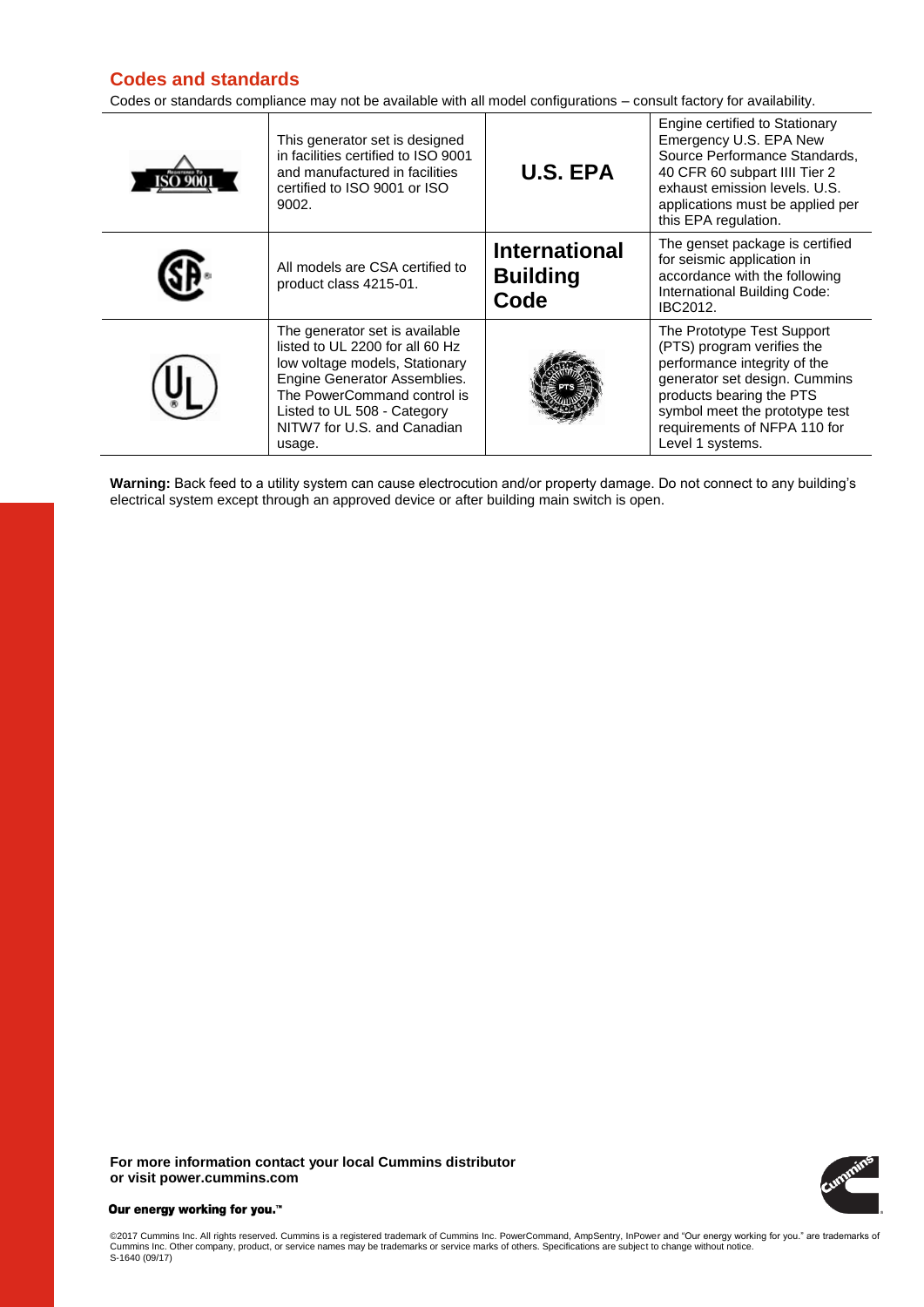## Codes and standards

Codes or standards compliance may not be available with all model configurations – consult factory for availability.

| | | | |
|---|---|---|---|
| ISO 9001 | This generator set is designed in facilities certified to ISO 9001 and manufactured in facilities certified to ISO 9001 or ISO 9002. | **U.S. EPA** | Engine certified to Stationary Emergency U.S. EPA New Source Performance Standards, 40 CFR 60 subpart IIII Tier 2 exhaust emission levels. U.S. applications must be applied per this EPA regulation. |
| | All models are CSA certified to product class 4215-01. | **International Building Code** | The genset package is certified for seismic application in accordance with the following International Building Code: IBC2012. |
| | The generator set is available listed to UL 2200 for all 60 Hz low voltage models, Stationary Engine Generator Assemblies. The PowerCommand control is Listed to UL 508 - Category NITW7 for U.S. and Canadian usage. | | The Prototype Test Support (PTS) program verifies the performance integrity of the generator set design. Cummins products bearing the PTS symbol meet the prototype test requirements of NFPA 110 for Level 1 systems. |

**Warning:** Back feed to a utility system can cause electrocution and/or property damage. Do not connect to any building's electrical system except through an approved device or after building main switch is open.

**For more information contact your local Cummins distributor or visit power.cummins.com**

**Our energy working for you.™**

©2017 Cummins Inc. All rights reserved. Cummins is a registered trademark of Cummins Inc. PowerCommand, AmpSentry, InPower and "Our energy working for you." are trademarks of Cummins Inc. Other company, product, or service names may be trademarks or service marks of others. Specifications are subject to change without notice.
S-1640 (09/17)